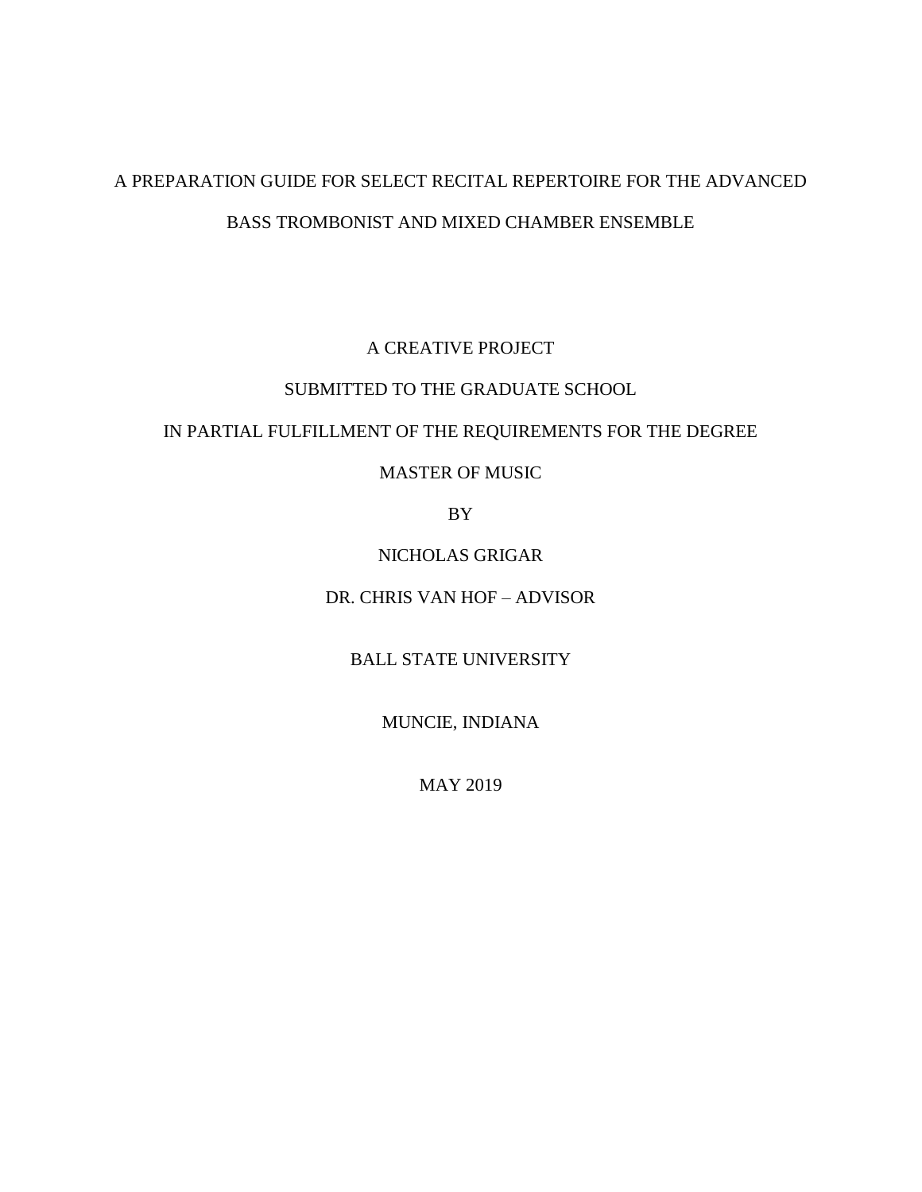# A PREPARATION GUIDE FOR SELECT RECITAL REPERTOIRE FOR THE ADVANCED BASS TROMBONIST AND MIXED CHAMBER ENSEMBLE

A CREATIVE PROJECT

SUBMITTED TO THE GRADUATE SCHOOL

IN PARTIAL FULFILLMENT OF THE REQUIREMENTS FOR THE DEGREE

MASTER OF MUSIC

BY

NICHOLAS GRIGAR

DR. CHRIS VAN HOF – ADVISOR

BALL STATE UNIVERSITY

MUNCIE, INDIANA

MAY 2019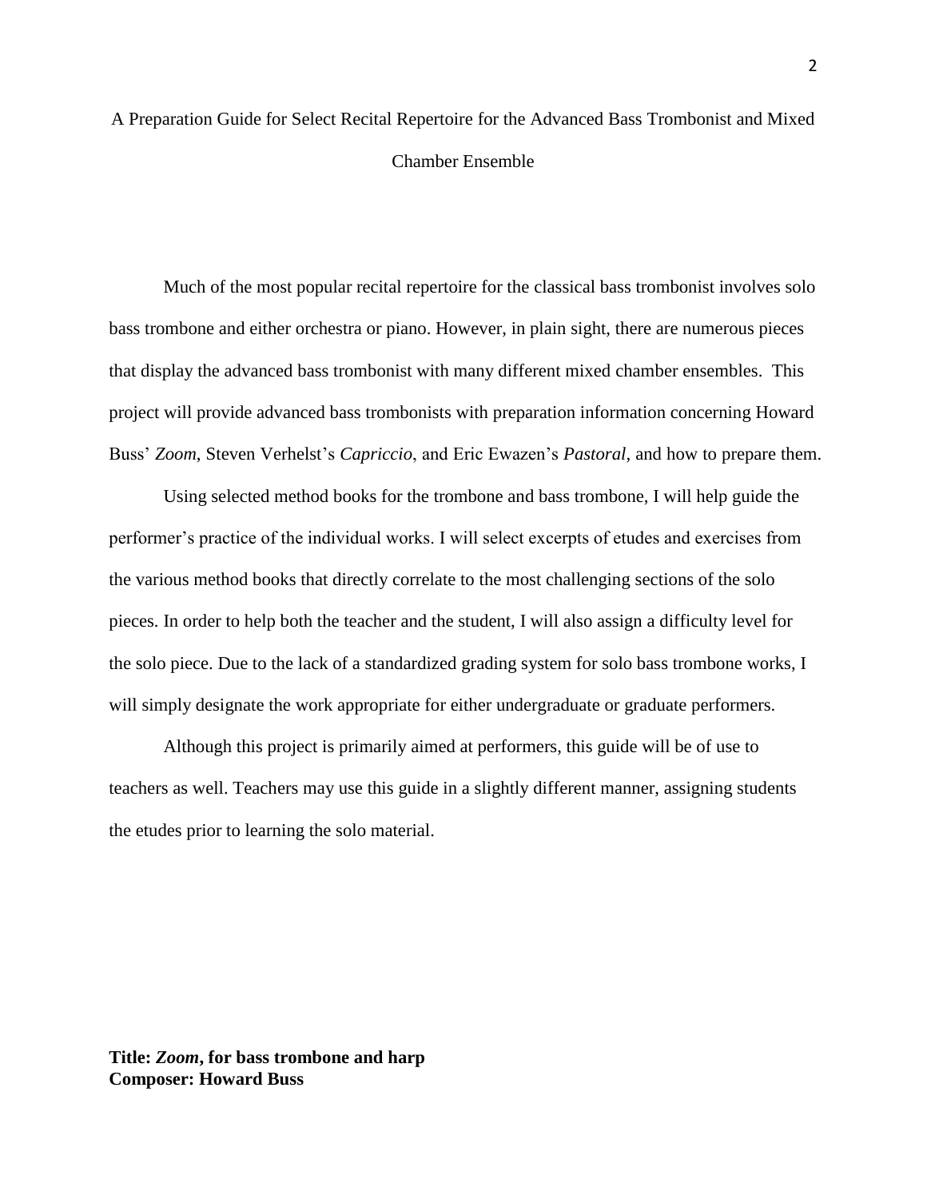# A Preparation Guide for Select Recital Repertoire for the Advanced Bass Trombonist and Mixed Chamber Ensemble

Much of the most popular recital repertoire for the classical bass trombonist involves solo bass trombone and either orchestra or piano. However, in plain sight, there are numerous pieces that display the advanced bass trombonist with many different mixed chamber ensembles. This project will provide advanced bass trombonists with preparation information concerning Howard Buss' *Zoom*, Steven Verhelst's *Capriccio*, and Eric Ewazen's *Pastoral*, and how to prepare them.

Using selected method books for the trombone and bass trombone, I will help guide the performer's practice of the individual works. I will select excerpts of etudes and exercises from the various method books that directly correlate to the most challenging sections of the solo pieces. In order to help both the teacher and the student, I will also assign a difficulty level for the solo piece. Due to the lack of a standardized grading system for solo bass trombone works, I will simply designate the work appropriate for either undergraduate or graduate performers.

Although this project is primarily aimed at performers, this guide will be of use to teachers as well. Teachers may use this guide in a slightly different manner, assigning students the etudes prior to learning the solo material.

**Title: *Zoom*, for bass trombone and harp**
**Composer: Howard Buss**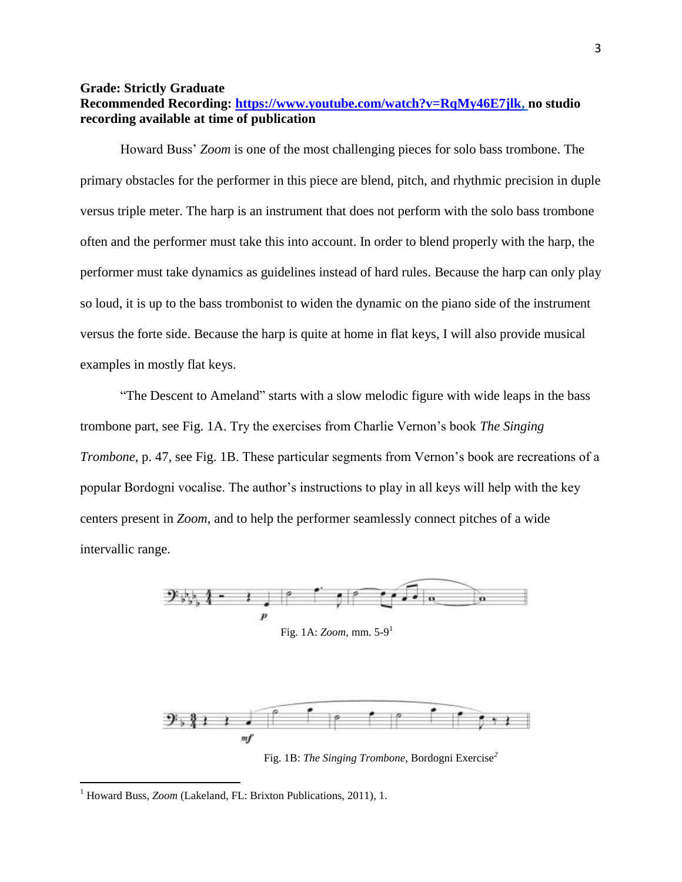**Grade: Strictly Graduate**
**Recommended Recording: [https://www.youtube.com/watch?v=RqMy46E7jlk](https://www.youtube.com/watch?v=RqMy46E7jlk), no studio recording available at time of publication**

Howard Buss' *Zoom* is one of the most challenging pieces for solo bass trombone. The primary obstacles for the performer in this piece are blend, pitch, and rhythmic precision in duple versus triple meter. The harp is an instrument that does not perform with the solo bass trombone often and the performer must take this into account. In order to blend properly with the harp, the performer must take dynamics as guidelines instead of hard rules. Because the harp can only play so loud, it is up to the bass trombonist to widen the dynamic on the piano side of the instrument versus the forte side. Because the harp is quite at home in flat keys, I will also provide musical examples in mostly flat keys.

"The Descent to Ameland" starts with a slow melodic figure with wide leaps in the bass trombone part, see Fig. 1A. Try the exercises from Charlie Vernon's book *The Singing Trombone*, p. 47, see Fig. 1B. These particular segments from Vernon's book are recreations of a popular Bordogni vocalise. The author's instructions to play in all keys will help with the key centers present in *Zoom*, and to help the performer seamlessly connect pitches of a wide intervallic range.

Fig. 1A: *Zoom*, mm. 5-9[1]

Fig. 1B: *The Singing Trombone*, Bordogni Exercise[2]

---

[1] Howard Buss, *Zoom* (Lakeland, FL: Brixton Publications, 2011), 1.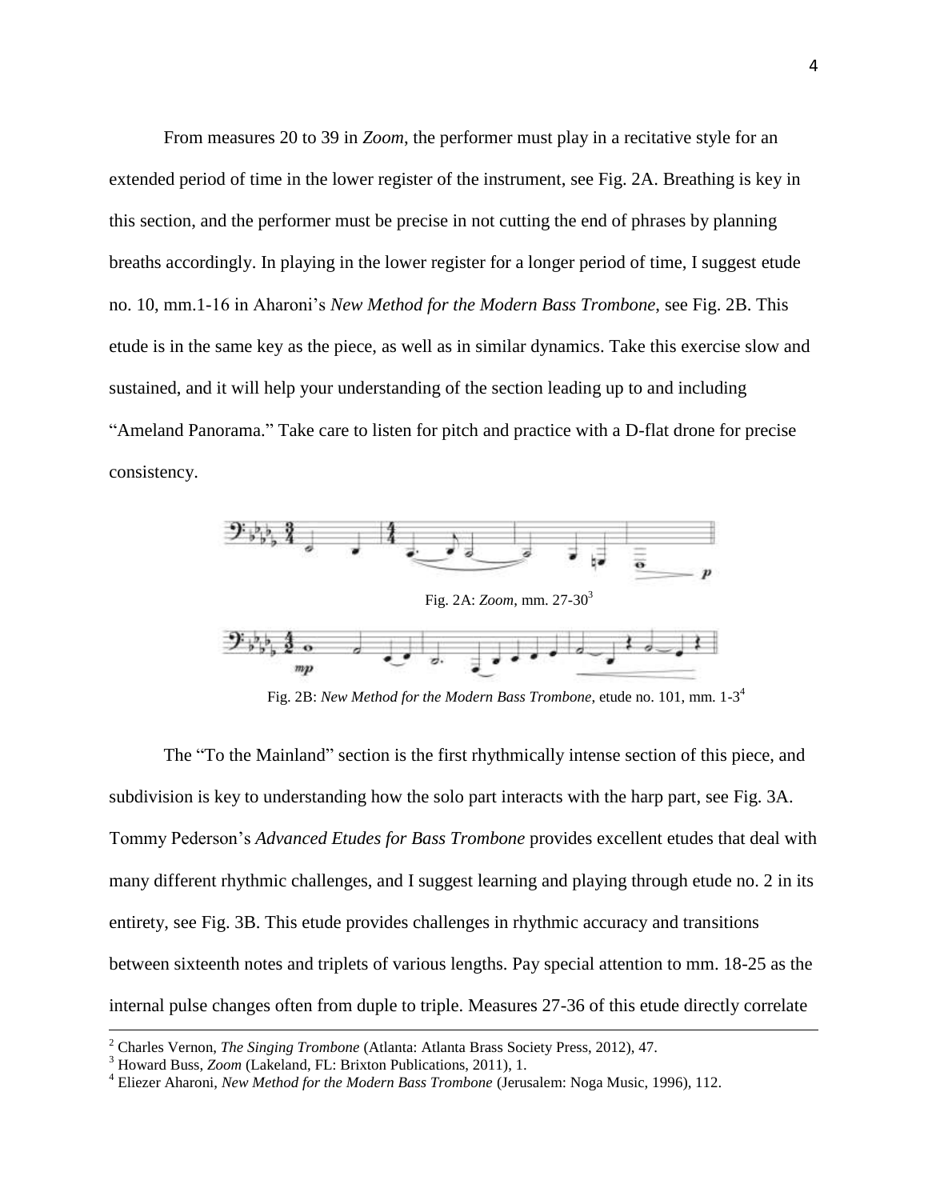From measures 20 to 39 in *Zoom*, the performer must play in a recitative style for an extended period of time in the lower register of the instrument, see Fig. 2A. Breathing is key in this section, and the performer must be precise in not cutting the end of phrases by planning breaths accordingly. In playing in the lower register for a longer period of time, I suggest etude no. 10, mm.1-16 in Aharoni's *New Method for the Modern Bass Trombone*, see Fig. 2B. This etude is in the same key as the piece, as well as in similar dynamics. Take this exercise slow and sustained, and it will help your understanding of the section leading up to and including "Ameland Panorama." Take care to listen for pitch and practice with a D-flat drone for precise consistency.

Fig. 2A: *Zoom*, mm. 27-30[3]

Fig. 2B: *New Method for the Modern Bass Trombone*, etude no. 101, mm. 1-3[4]

The "To the Mainland" section is the first rhythmically intense section of this piece, and subdivision is key to understanding how the solo part interacts with the harp part, see Fig. 3A. Tommy Pederson's *Advanced Etudes for Bass Trombone* provides excellent etudes that deal with many different rhythmic challenges, and I suggest learning and playing through etude no. 2 in its entirety, see Fig. 3B. This etude provides challenges in rhythmic accuracy and transitions between sixteenth notes and triplets of various lengths. Pay special attention to mm. 18-25 as the internal pulse changes often from duple to triple. Measures 27-36 of this etude directly correlate

---

[2] Charles Vernon, *The Singing Trombone* (Atlanta: Atlanta Brass Society Press, 2012), 47.

[3] Howard Buss, *Zoom* (Lakeland, FL: Brixton Publications, 2011), 1.

[4] Eliezer Aharoni, *New Method for the Modern Bass Trombone* (Jerusalem: Noga Music, 1996), 112.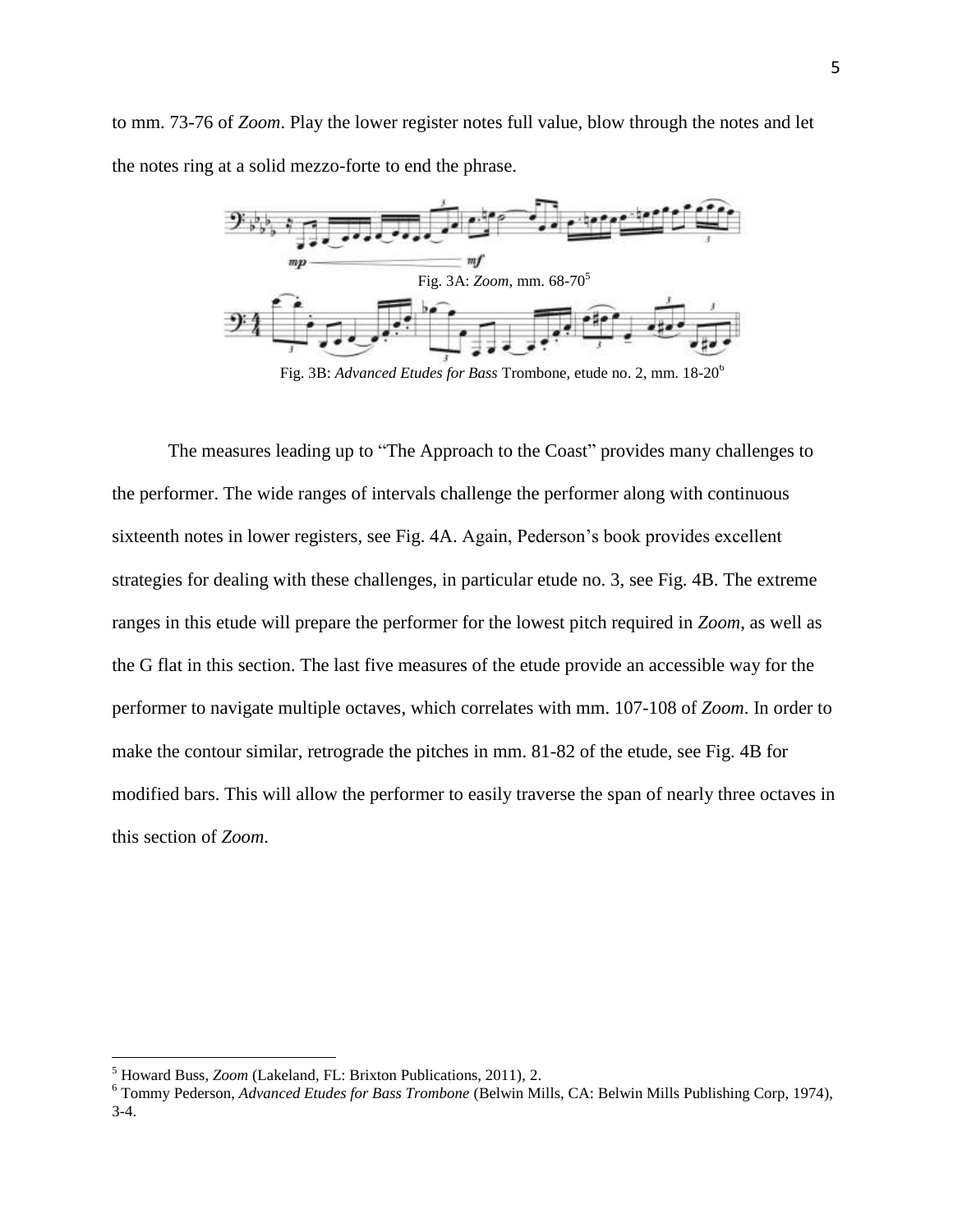to mm. 73-76 of *Zoom*. Play the lower register notes full value, blow through the notes and let the notes ring at a solid mezzo-forte to end the phrase.

Fig. 3A: *Zoom*, mm. 68-70[5]

Fig. 3B: *Advanced Etudes for Bass* Trombone, etude no. 2, mm. 18-20[6]

The measures leading up to "The Approach to the Coast" provides many challenges to the performer. The wide ranges of intervals challenge the performer along with continuous sixteenth notes in lower registers, see Fig. 4A. Again, Pederson's book provides excellent strategies for dealing with these challenges, in particular etude no. 3, see Fig. 4B. The extreme ranges in this etude will prepare the performer for the lowest pitch required in *Zoom*, as well as the G flat in this section. The last five measures of the etude provide an accessible way for the performer to navigate multiple octaves, which correlates with mm. 107-108 of *Zoom*. In order to make the contour similar, retrograde the pitches in mm. 81-82 of the etude, see Fig. 4B for modified bars. This will allow the performer to easily traverse the span of nearly three octaves in this section of *Zoom*.

---

[5] Howard Buss, *Zoom* (Lakeland, FL: Brixton Publications, 2011), 2.

[6] Tommy Pederson, *Advanced Etudes for Bass Trombone* (Belwin Mills, CA: Belwin Mills Publishing Corp, 1974), 3-4.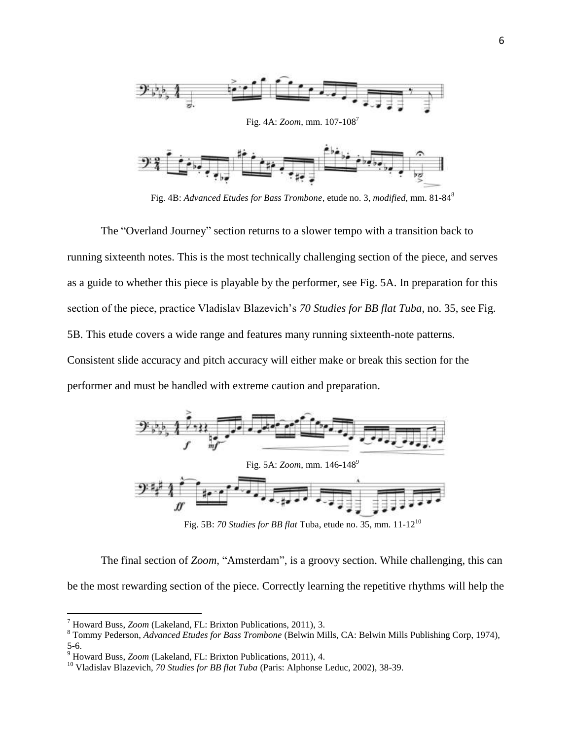Fig. 4A: *Zoom*, mm. 107-108[7]

Fig. 4B: *Advanced Etudes for Bass Trombone*, etude no. 3, *modified*, mm. 81-84[8]

The "Overland Journey" section returns to a slower tempo with a transition back to running sixteenth notes. This is the most technically challenging section of the piece, and serves as a guide to whether this piece is playable by the performer, see Fig. 5A. In preparation for this section of the piece, practice Vladislav Blazevich's *70 Studies for BB flat Tuba*, no. 35, see Fig. 5B. This etude covers a wide range and features many running sixteenth-note patterns. Consistent slide accuracy and pitch accuracy will either make or break this section for the performer and must be handled with extreme caution and preparation.

Fig. 5A: *Zoom*, mm. 146-148[9]

Fig. 5B: *70 Studies for BB flat* Tuba, etude no. 35, mm. 11-12[10]

The final section of *Zoom*, "Amsterdam", is a groovy section. While challenging, this can be the most rewarding section of the piece. Correctly learning the repetitive rhythms will help the

---

[7] Howard Buss, *Zoom* (Lakeland, FL: Brixton Publications, 2011), 3.

[8] Tommy Pederson, *Advanced Etudes for Bass Trombone* (Belwin Mills, CA: Belwin Mills Publishing Corp, 1974), 5-6.

[9] Howard Buss, *Zoom* (Lakeland, FL: Brixton Publications, 2011), 4.

[10] Vladislav Blazevich, *70 Studies for BB flat Tuba* (Paris: Alphonse Leduc, 2002), 38-39.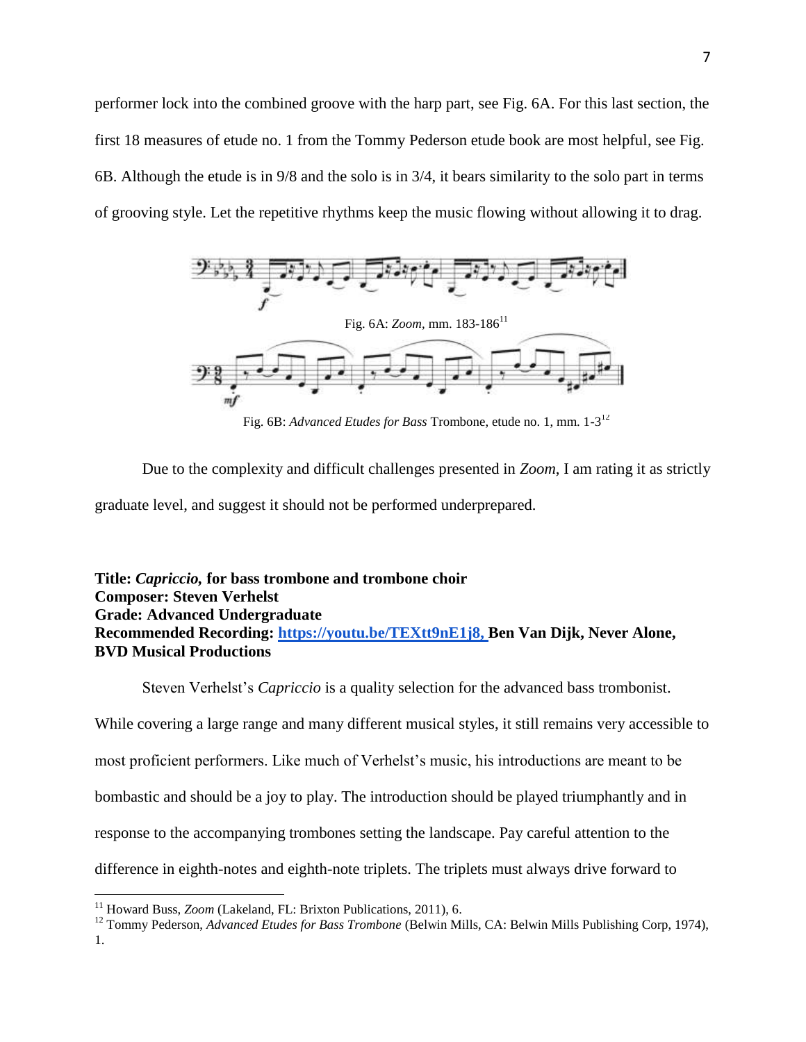performer lock into the combined groove with the harp part, see Fig. 6A. For this last section, the first 18 measures of etude no. 1 from the Tommy Pederson etude book are most helpful, see Fig. 6B. Although the etude is in 9/8 and the solo is in 3/4, it bears similarity to the solo part in terms of grooving style. Let the repetitive rhythms keep the music flowing without allowing it to drag.

Fig. 6A: *Zoom*, mm. 183-186[11]

Fig. 6B: *Advanced Etudes for Bass* Trombone, etude no. 1, mm. 1-3[12]

Due to the complexity and difficult challenges presented in *Zoom*, I am rating it as strictly graduate level, and suggest it should not be performed underprepared.

**Title: *Capriccio,* for bass trombone and trombone choir**
**Composer: Steven Verhelst**
**Grade: Advanced Undergraduate**
**Recommended Recording: https://youtu.be/TEXtt9nE1j8, Ben Van Dijk, Never Alone, BVD Musical Productions**

Steven Verhelst's *Capriccio* is a quality selection for the advanced bass trombonist. While covering a large range and many different musical styles, it still remains very accessible to most proficient performers. Like much of Verhelst's music, his introductions are meant to be bombastic and should be a joy to play. The introduction should be played triumphantly and in response to the accompanying trombones setting the landscape. Pay careful attention to the difference in eighth-notes and eighth-note triplets. The triplets must always drive forward to

[11] Howard Buss, *Zoom* (Lakeland, FL: Brixton Publications, 2011), 6.

[12] Tommy Pederson, *Advanced Etudes for Bass Trombone* (Belwin Mills, CA: Belwin Mills Publishing Corp, 1974), 1.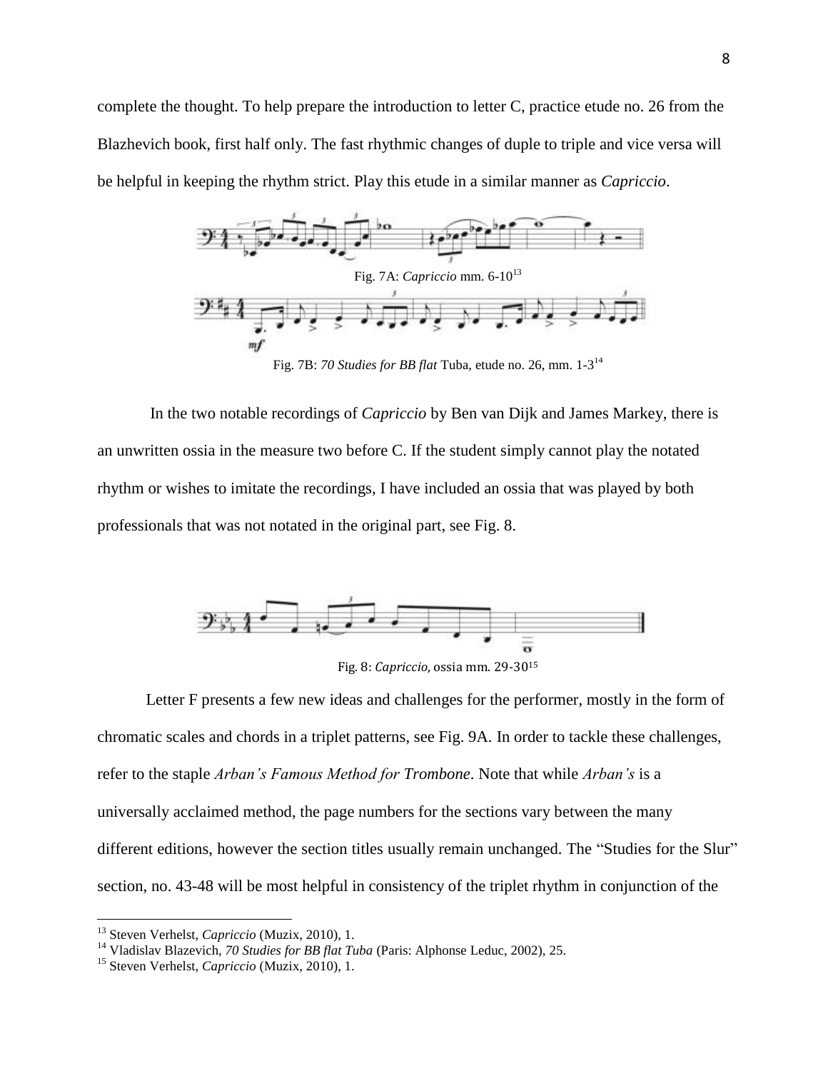complete the thought. To help prepare the introduction to letter C, practice etude no. 26 from the Blazhevich book, first half only. The fast rhythmic changes of duple to triple and vice versa will be helpful in keeping the rhythm strict. Play this etude in a similar manner as *Capriccio*.

Fig. 7A: *Capriccio* mm. 6-10[13]

Fig. 7B: *70 Studies for BB flat* Tuba, etude no. 26, mm. 1-3[14]

In the two notable recordings of *Capriccio* by Ben van Dijk and James Markey, there is an unwritten ossia in the measure two before C. If the student simply cannot play the notated rhythm or wishes to imitate the recordings, I have included an ossia that was played by both professionals that was not notated in the original part, see Fig. 8.

Fig. 8: *Capriccio,* ossia mm. 29-30[15]

Letter F presents a few new ideas and challenges for the performer, mostly in the form of chromatic scales and chords in a triplet patterns, see Fig. 9A. In order to tackle these challenges, refer to the staple *Arban's Famous Method for Trombone*. Note that while *Arban's* is a universally acclaimed method, the page numbers for the sections vary between the many different editions, however the section titles usually remain unchanged. The "Studies for the Slur" section, no. 43-48 will be most helpful in consistency of the triplet rhythm in conjunction of the

---

[13] Steven Verhelst, *Capriccio* (Muzix, 2010), 1.

[14] Vladislav Blazevich, *70 Studies for BB flat Tuba* (Paris: Alphonse Leduc, 2002), 25.

[15] Steven Verhelst, *Capriccio* (Muzix, 2010), 1.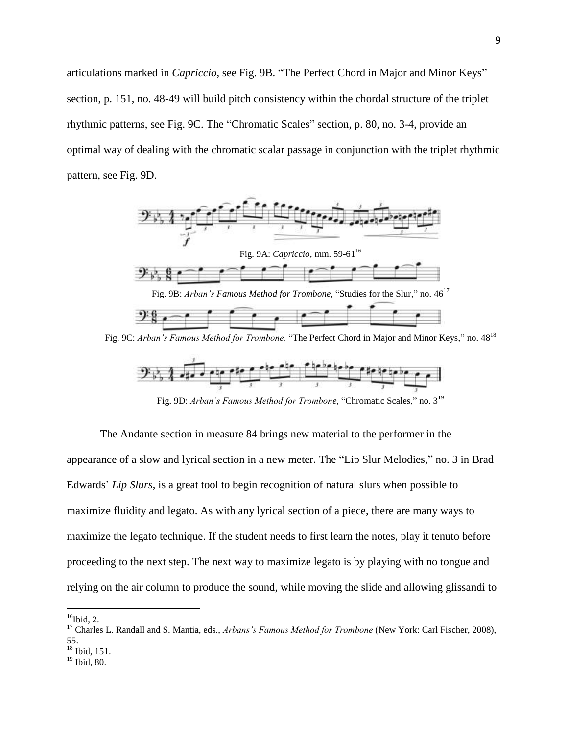articulations marked in *Capriccio*, see Fig. 9B. "The Perfect Chord in Major and Minor Keys" section, p. 151, no. 48-49 will build pitch consistency within the chordal structure of the triplet rhythmic patterns, see Fig. 9C. The "Chromatic Scales" section, p. 80, no. 3-4, provide an optimal way of dealing with the chromatic scalar passage in conjunction with the triplet rhythmic pattern, see Fig. 9D.

Fig. 9A: *Capriccio*, mm. 59-61[16]

Fig. 9B: *Arban's Famous Method for Trombone,* "Studies for the Slur," no. 46[17]

Fig. 9C: *Arban's Famous Method for Trombone,* "The Perfect Chord in Major and Minor Keys," no. 48[18]

Fig. 9D: *Arban's Famous Method for Trombone,* "Chromatic Scales," no. 3[19]

The Andante section in measure 84 brings new material to the performer in the appearance of a slow and lyrical section in a new meter. The "Lip Slur Melodies," no. 3 in Brad Edwards' *Lip Slurs*, is a great tool to begin recognition of natural slurs when possible to maximize fluidity and legato. As with any lyrical section of a piece, there are many ways to maximize the legato technique. If the student needs to first learn the notes, play it tenuto before proceeding to the next step. The next way to maximize legato is by playing with no tongue and relying on the air column to produce the sound, while moving the slide and allowing glissandi to

---

[16] Ibid, 2.

[17] Charles L. Randall and S. Mantia, eds., *Arbans's Famous Method for Trombone* (New York: Carl Fischer, 2008), 55.

[18] Ibid, 151.

[19] Ibid, 80.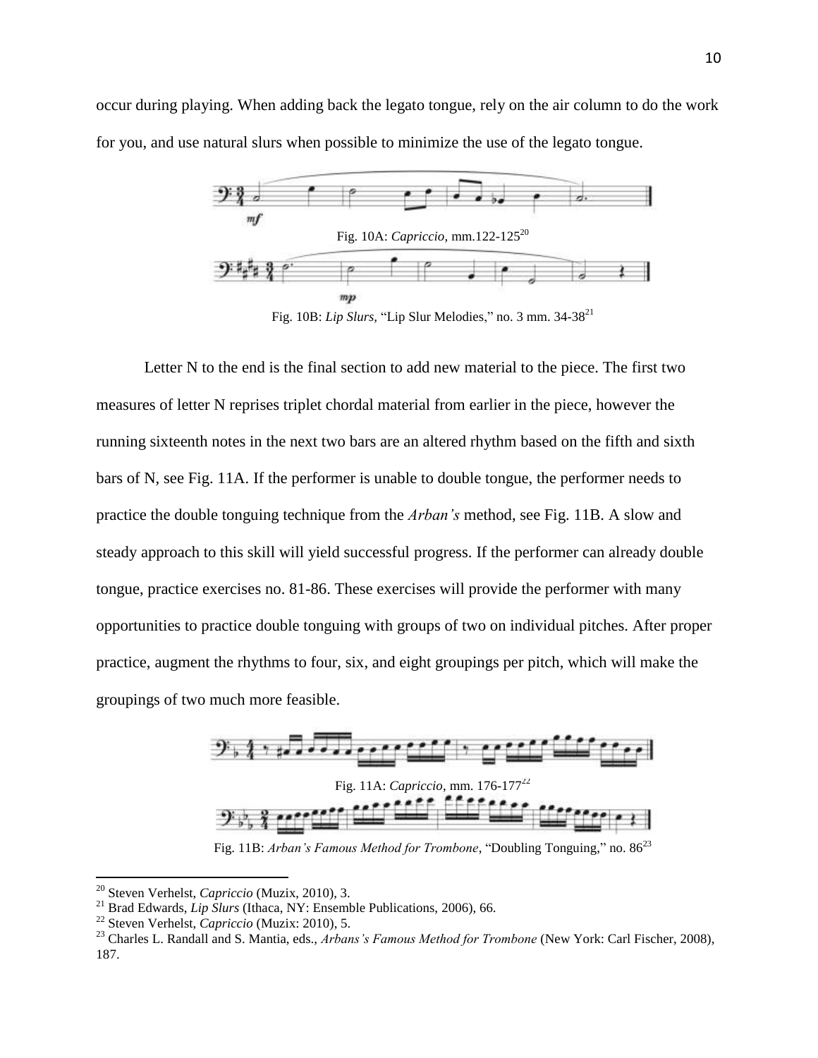occur during playing. When adding back the legato tongue, rely on the air column to do the work for you, and use natural slurs when possible to minimize the use of the legato tongue.

Fig. 10A: *Capriccio*, mm.122-125[20]

Fig. 10B: *Lip Slurs*, "Lip Slur Melodies," no. 3 mm. 34-38[21]

Letter N to the end is the final section to add new material to the piece. The first two measures of letter N reprises triplet chordal material from earlier in the piece, however the running sixteenth notes in the next two bars are an altered rhythm based on the fifth and sixth bars of N, see Fig. 11A. If the performer is unable to double tongue, the performer needs to practice the double tonguing technique from the *Arban's* method, see Fig. 11B. A slow and steady approach to this skill will yield successful progress. If the performer can already double tongue, practice exercises no. 81-86. These exercises will provide the performer with many opportunities to practice double tonguing with groups of two on individual pitches. After proper practice, augment the rhythms to four, six, and eight groupings per pitch, which will make the groupings of two much more feasible.

Fig. 11A: *Capriccio*, mm. 176-177[22]

Fig. 11B: *Arban's Famous Method for Trombone*, "Doubling Tonguing," no. 86[23]

---

[20] Steven Verhelst, *Capriccio* (Muzix, 2010), 3.

[21] Brad Edwards, *Lip Slurs* (Ithaca, NY: Ensemble Publications, 2006), 66.

[22] Steven Verhelst, *Capriccio* (Muzix: 2010), 5.

[23] Charles L. Randall and S. Mantia, eds., *Arbans's Famous Method for Trombone* (New York: Carl Fischer, 2008), 187.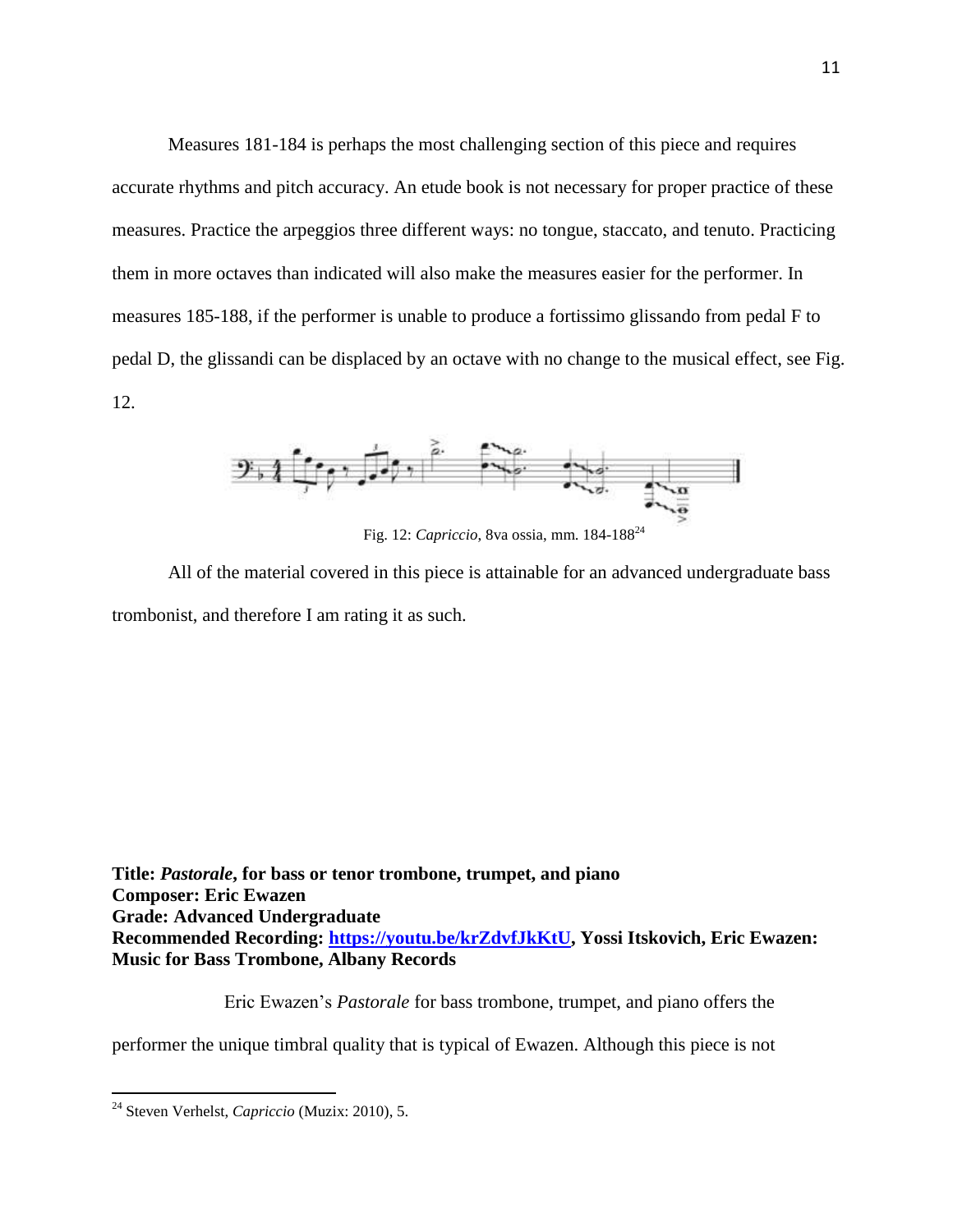Measures 181-184 is perhaps the most challenging section of this piece and requires accurate rhythms and pitch accuracy. An etude book is not necessary for proper practice of these measures. Practice the arpeggios three different ways: no tongue, staccato, and tenuto. Practicing them in more octaves than indicated will also make the measures easier for the performer. In measures 185-188, if the performer is unable to produce a fortissimo glissando from pedal F to pedal D, the glissandi can be displaced by an octave with no change to the musical effect, see Fig. 12.

Fig. 12: *Capriccio*, 8va ossia, mm. 184-188[24]

All of the material covered in this piece is attainable for an advanced undergraduate bass trombonist, and therefore I am rating it as such.

**Title: *Pastorale*, for bass or tenor trombone, trumpet, and piano**
**Composer: Eric Ewazen**
**Grade: Advanced Undergraduate**
**Recommended Recording: [https://youtu.be/krZdvfJkKtU](https://youtu.be/krZdvfJkKtU), Yossi Itskovich, Eric Ewazen: Music for Bass Trombone, Albany Records**

Eric Ewazen's *Pastorale* for bass trombone, trumpet, and piano offers the performer the unique timbral quality that is typical of Ewazen. Although this piece is not

[24] Steven Verhelst, *Capriccio* (Muzix: 2010), 5.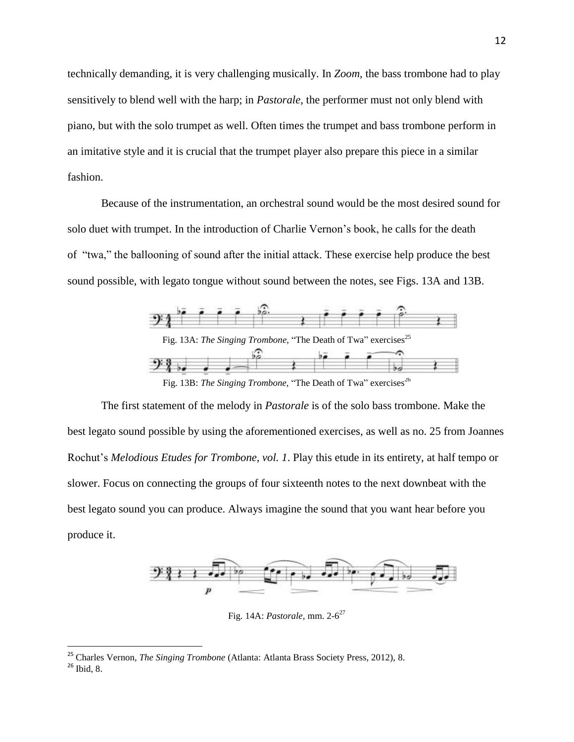technically demanding, it is very challenging musically. In *Zoom*, the bass trombone had to play sensitively to blend well with the harp; in *Pastorale*, the performer must not only blend with piano, but with the solo trumpet as well. Often times the trumpet and bass trombone perform in an imitative style and it is crucial that the trumpet player also prepare this piece in a similar fashion.

Because of the instrumentation, an orchestral sound would be the most desired sound for solo duet with trumpet. In the introduction of Charlie Vernon's book, he calls for the death of "twa," the ballooning of sound after the initial attack. These exercise help produce the best sound possible, with legato tongue without sound between the notes, see Figs. 13A and 13B.

Fig. 13A: *The Singing Trombone*, "The Death of Twa" exercises[25]

Fig. 13B: *The Singing Trombone*, "The Death of Twa" exercises[26]

The first statement of the melody in *Pastorale* is of the solo bass trombone. Make the best legato sound possible by using the aforementioned exercises, as well as no. 25 from Joannes Rochut's *Melodious Etudes for Trombone, vol. 1*. Play this etude in its entirety, at half tempo or slower. Focus on connecting the groups of four sixteenth notes to the next downbeat with the best legato sound you can produce. Always imagine the sound that you want hear before you produce it.

Fig. 14A: *Pastorale*, mm. 2-6[27]

---

[25] Charles Vernon, *The Singing Trombone* (Atlanta: Atlanta Brass Society Press, 2012), 8.

[26] Ibid, 8.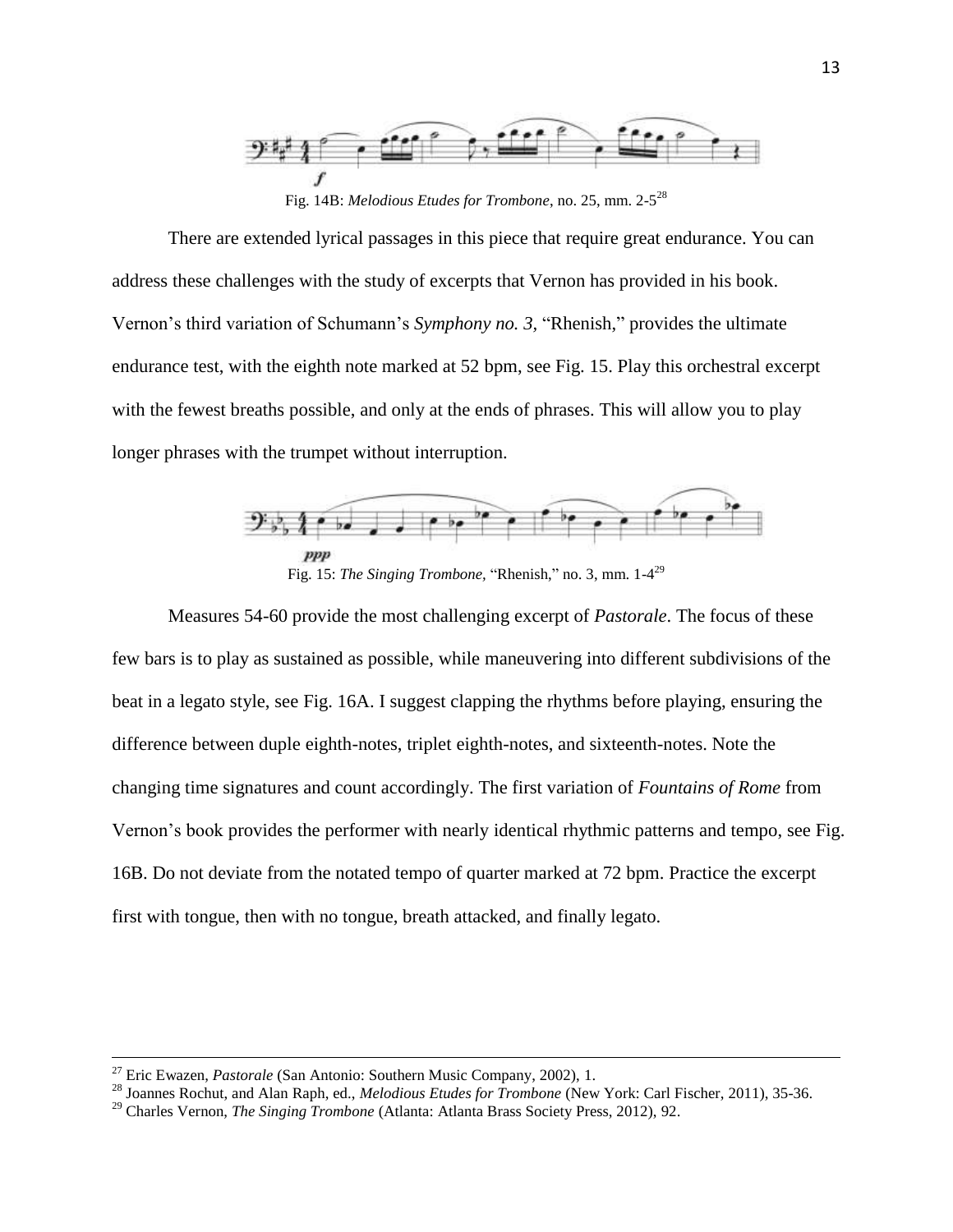Fig. 14B: *Melodious Etudes for Trombone*, no. 25, mm. 2-5[28]

There are extended lyrical passages in this piece that require great endurance. You can address these challenges with the study of excerpts that Vernon has provided in his book. Vernon's third variation of Schumann's *Symphony no. 3,* "Rhenish," provides the ultimate endurance test, with the eighth note marked at 52 bpm, see Fig. 15. Play this orchestral excerpt with the fewest breaths possible, and only at the ends of phrases. This will allow you to play longer phrases with the trumpet without interruption.

Fig. 15: *The Singing Trombone*, "Rhenish," no. 3, mm. 1-4[29]

Measures 54-60 provide the most challenging excerpt of *Pastorale*. The focus of these few bars is to play as sustained as possible, while maneuvering into different subdivisions of the beat in a legato style, see Fig. 16A. I suggest clapping the rhythms before playing, ensuring the difference between duple eighth-notes, triplet eighth-notes, and sixteenth-notes. Note the changing time signatures and count accordingly. The first variation of *Fountains of Rome* from Vernon's book provides the performer with nearly identical rhythmic patterns and tempo, see Fig. 16B. Do not deviate from the notated tempo of quarter marked at 72 bpm. Practice the excerpt first with tongue, then with no tongue, breath attacked, and finally legato.

---

[27] Eric Ewazen, *Pastorale* (San Antonio: Southern Music Company, 2002), 1.

[28] Joannes Rochut, and Alan Raph, ed., *Melodious Etudes for Trombone* (New York: Carl Fischer, 2011), 35-36.

[29] Charles Vernon, *The Singing Trombone* (Atlanta: Atlanta Brass Society Press, 2012), 92.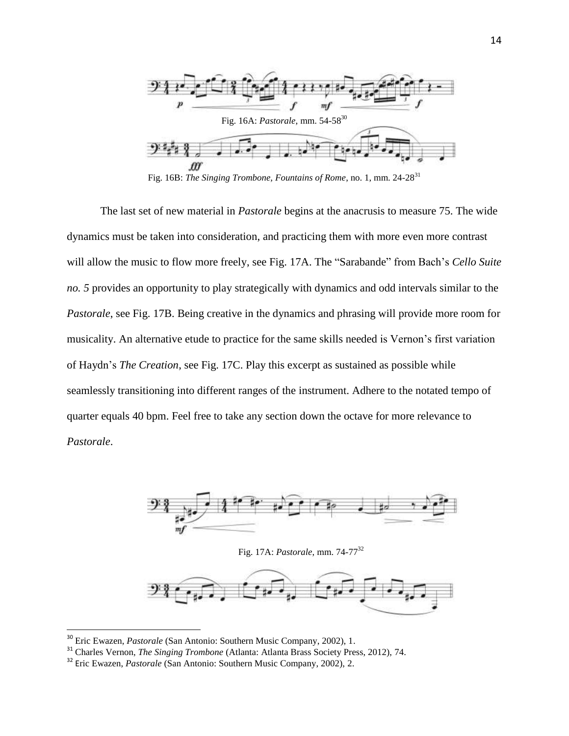Fig. 16A: *Pastorale*, mm. 54-58[30]

Fig. 16B: *The Singing Trombone, Fountains of Rome*, no. 1, mm. 24-28[31]

The last set of new material in *Pastorale* begins at the anacrusis to measure 75. The wide dynamics must be taken into consideration, and practicing them with more even more contrast will allow the music to flow more freely, see Fig. 17A. The "Sarabande" from Bach's *Cello Suite no. 5* provides an opportunity to play strategically with dynamics and odd intervals similar to the *Pastorale*, see Fig. 17B. Being creative in the dynamics and phrasing will provide more room for musicality. An alternative etude to practice for the same skills needed is Vernon's first variation of Haydn's *The Creation*, see Fig. 17C. Play this excerpt as sustained as possible while seamlessly transitioning into different ranges of the instrument. Adhere to the notated tempo of quarter equals 40 bpm. Feel free to take any section down the octave for more relevance to *Pastorale*.

Fig. 17A: *Pastorale*, mm. 74-77[32]

---

[30] Eric Ewazen, *Pastorale* (San Antonio: Southern Music Company, 2002), 1.

[31] Charles Vernon, *The Singing Trombone* (Atlanta: Atlanta Brass Society Press, 2012), 74.

[32] Eric Ewazen, *Pastorale* (San Antonio: Southern Music Company, 2002), 2.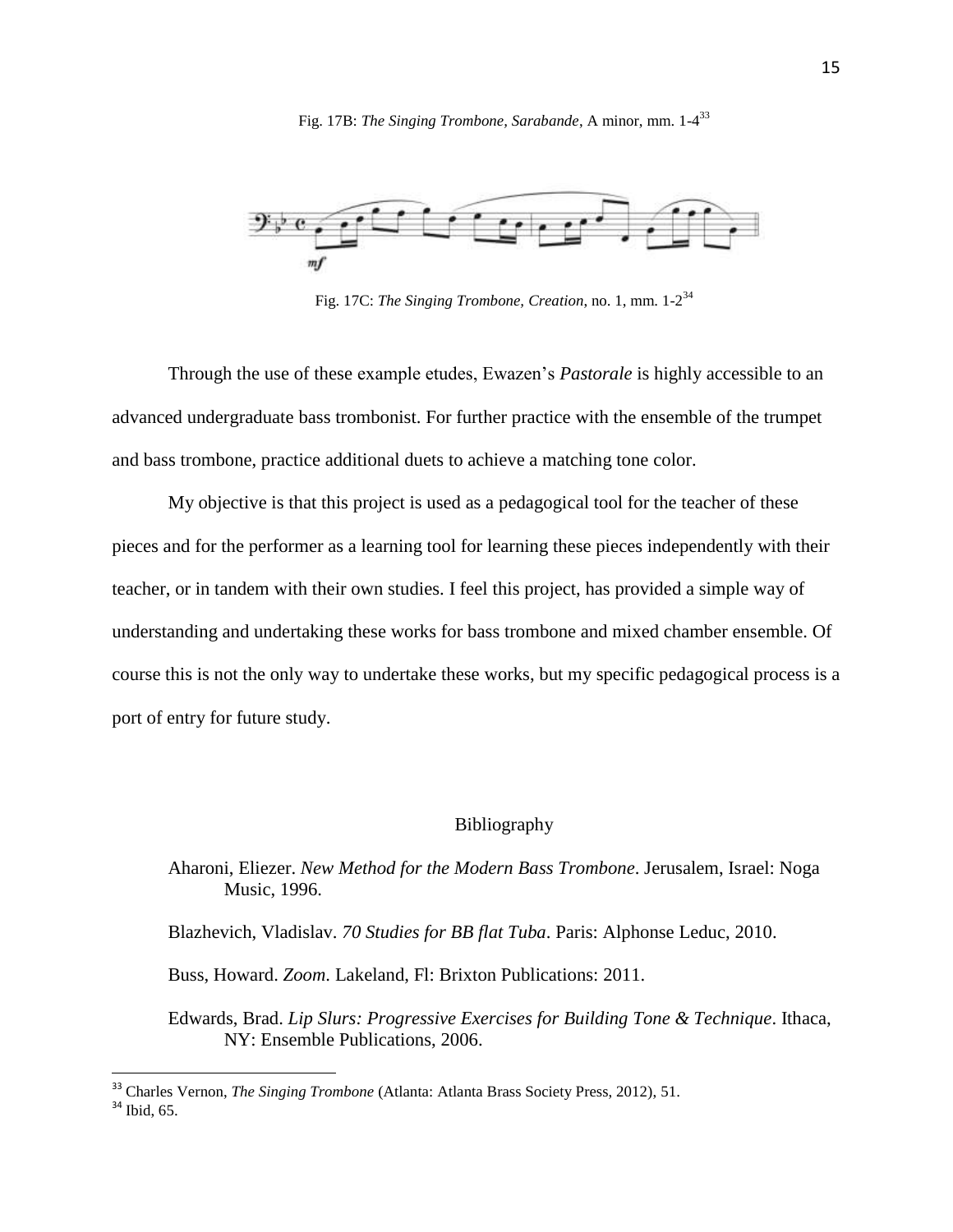Fig. 17B: *The Singing Trombone, Sarabande*, A minor, mm. 1-4[33]

Fig. 17C: *The Singing Trombone, Creation*, no. 1, mm. 1-2[34]

Through the use of these example etudes, Ewazen's *Pastorale* is highly accessible to an advanced undergraduate bass trombonist. For further practice with the ensemble of the trumpet and bass trombone, practice additional duets to achieve a matching tone color.

My objective is that this project is used as a pedagogical tool for the teacher of these pieces and for the performer as a learning tool for learning these pieces independently with their teacher, or in tandem with their own studies. I feel this project, has provided a simple way of understanding and undertaking these works for bass trombone and mixed chamber ensemble. Of course this is not the only way to undertake these works, but my specific pedagogical process is a port of entry for future study.

## Bibliography

Aharoni, Eliezer. *New Method for the Modern Bass Trombone*. Jerusalem, Israel: Noga Music, 1996.

Blazhevich, Vladislav. *70 Studies for BB flat Tuba*. Paris: Alphonse Leduc, 2010.

Buss, Howard. *Zoom*. Lakeland, Fl: Brixton Publications: 2011.

Edwards, Brad. *Lip Slurs: Progressive Exercises for Building Tone & Technique*. Ithaca, NY: Ensemble Publications, 2006.

[33] Charles Vernon, *The Singing Trombone* (Atlanta: Atlanta Brass Society Press, 2012), 51.

[34] Ibid, 65.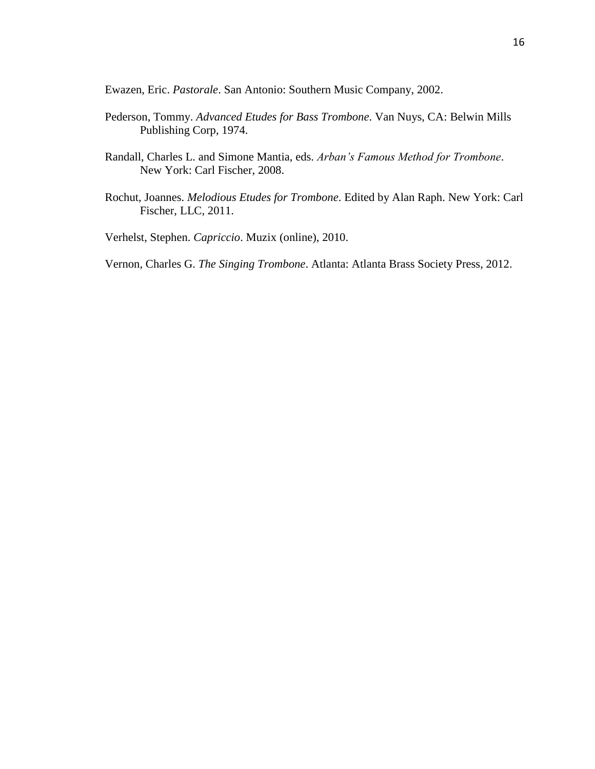Ewazen, Eric. *Pastorale*. San Antonio: Southern Music Company, 2002.

Pederson, Tommy. *Advanced Etudes for Bass Trombone*. Van Nuys, CA: Belwin Mills Publishing Corp, 1974.

Randall, Charles L. and Simone Mantia, eds. *Arban's Famous Method for Trombone*. New York: Carl Fischer, 2008.

Rochut, Joannes. *Melodious Etudes for Trombone*. Edited by Alan Raph. New York: Carl Fischer, LLC, 2011.

Verhelst, Stephen. *Capriccio*. Muzix (online), 2010.

Vernon, Charles G. *The Singing Trombone*. Atlanta: Atlanta Brass Society Press, 2012.